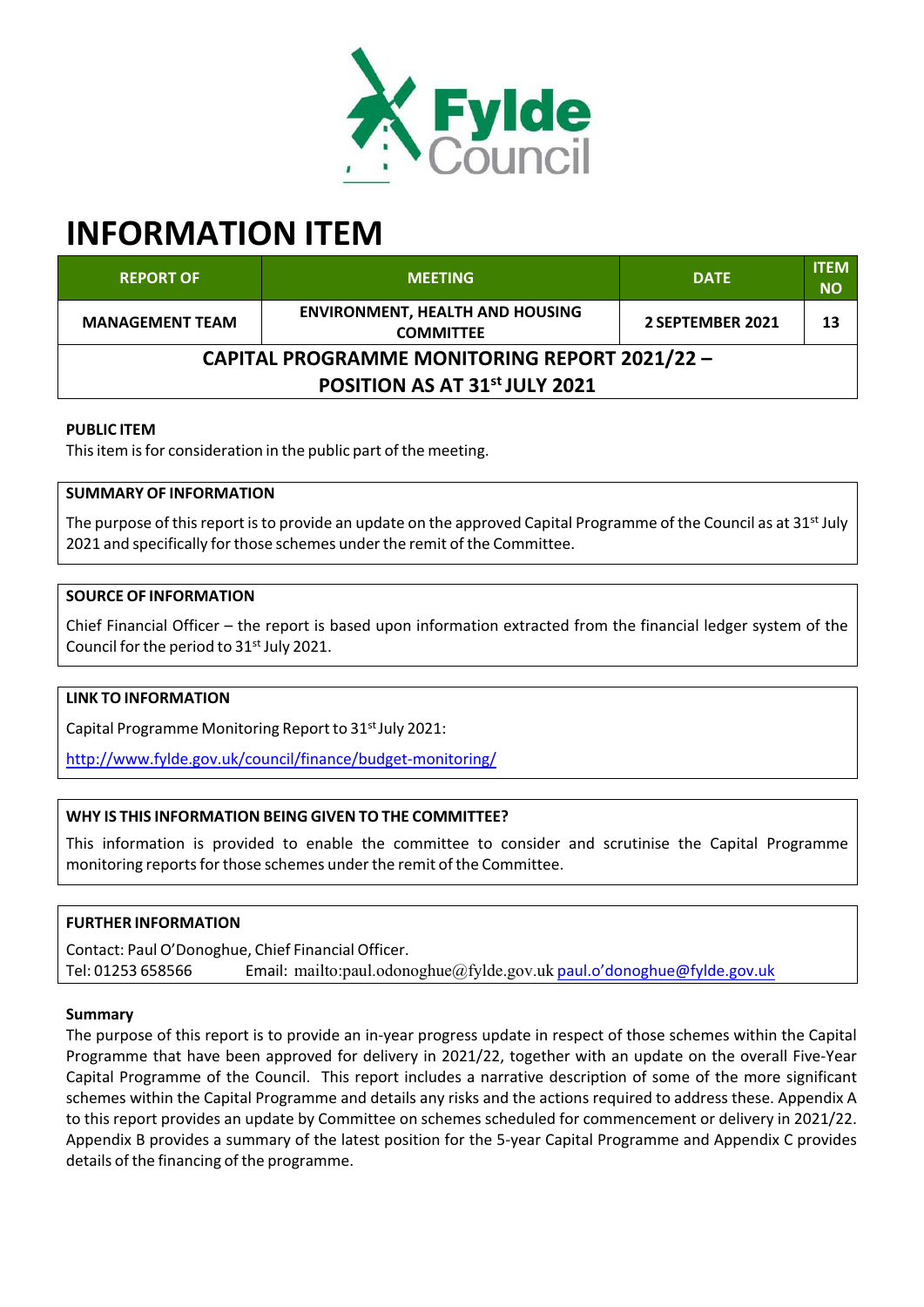# INFORMATION ITEM

| REPORT OF | MEETING | DATE | ITEM NO |
|---|---|---|---|
| MANAGEMENT TEAM | ENVIRONMENT, HEALTH AND HOUSING COMMITTEE | 2 SEPTEMBER 2021 | 13 |
| CAPITAL PROGRAMME MONITORING REPORT 2021/22 – POSITION AS AT 31st JULY 2021 | | | |

**PUBLIC ITEM**

This item is for consideration in the public part of the meeting.

**SUMMARY OF INFORMATION**

The purpose of this report is to provide an update on the approved Capital Programme of the Council as at 31st July 2021 and specifically for those schemes under the remit of the Committee.

**SOURCE OF INFORMATION**

Chief Financial Officer – the report is based upon information extracted from the financial ledger system of the Council for the period to 31st July 2021.

**LINK TO INFORMATION**

Capital Programme Monitoring Report to 31st July 2021:

http://www.fylde.gov.uk/council/finance/budget-monitoring/

**WHY IS THIS INFORMATION BEING GIVEN TO THE COMMITTEE?**

This information is provided to enable the committee to consider and scrutinise the Capital Programme monitoring reports for those schemes under the remit of the Committee.

**FURTHER INFORMATION**

Contact: Paul O'Donoghue, Chief Financial Officer.
Tel: 01253 658566 Email: mailto:paul.odonoghue@fylde.gov.uk paul.o'donoghue@fylde.gov.uk

**Summary**

The purpose of this report is to provide an in-year progress update in respect of those schemes within the Capital Programme that have been approved for delivery in 2021/22, together with an update on the overall Five-Year Capital Programme of the Council. This report includes a narrative description of some of the more significant schemes within the Capital Programme and details any risks and the actions required to address these. Appendix A to this report provides an update by Committee on schemes scheduled for commencement or delivery in 2021/22. Appendix B provides a summary of the latest position for the 5-year Capital Programme and Appendix C provides details of the financing of the programme.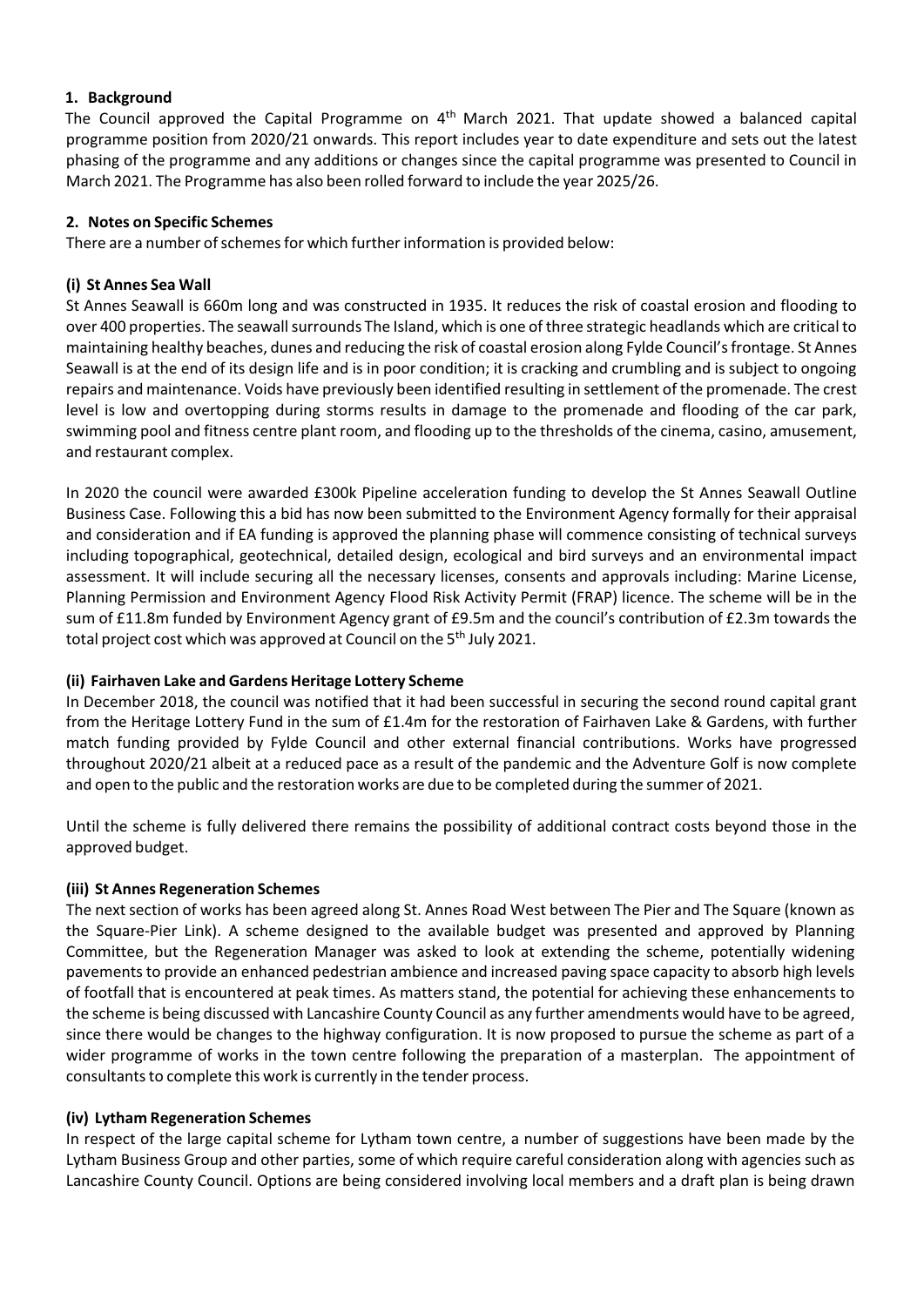## 1. Background

The Council approved the Capital Programme on 4th March 2021. That update showed a balanced capital programme position from 2020/21 onwards. This report includes year to date expenditure and sets out the latest phasing of the programme and any additions or changes since the capital programme was presented to Council in March 2021. The Programme has also been rolled forward to include the year 2025/26.

## 2. Notes on Specific Schemes

There are a number of schemes for which further information is provided below:

### (i) St Annes Sea Wall

St Annes Seawall is 660m long and was constructed in 1935. It reduces the risk of coastal erosion and flooding to over 400 properties. The seawall surrounds The Island, which is one of three strategic headlands which are critical to maintaining healthy beaches, dunes and reducing the risk of coastal erosion along Fylde Council's frontage. St Annes Seawall is at the end of its design life and is in poor condition; it is cracking and crumbling and is subject to ongoing repairs and maintenance. Voids have previously been identified resulting in settlement of the promenade. The crest level is low and overtopping during storms results in damage to the promenade and flooding of the car park, swimming pool and fitness centre plant room, and flooding up to the thresholds of the cinema, casino, amusement, and restaurant complex.

In 2020 the council were awarded £300k Pipeline acceleration funding to develop the St Annes Seawall Outline Business Case. Following this a bid has now been submitted to the Environment Agency formally for their appraisal and consideration and if EA funding is approved the planning phase will commence consisting of technical surveys including topographical, geotechnical, detailed design, ecological and bird surveys and an environmental impact assessment. It will include securing all the necessary licenses, consents and approvals including: Marine License, Planning Permission and Environment Agency Flood Risk Activity Permit (FRAP) licence. The scheme will be in the sum of £11.8m funded by Environment Agency grant of £9.5m and the council's contribution of £2.3m towards the total project cost which was approved at Council on the 5th July 2021.

### (ii) Fairhaven Lake and Gardens Heritage Lottery Scheme

In December 2018, the council was notified that it had been successful in securing the second round capital grant from the Heritage Lottery Fund in the sum of £1.4m for the restoration of Fairhaven Lake & Gardens, with further match funding provided by Fylde Council and other external financial contributions. Works have progressed throughout 2020/21 albeit at a reduced pace as a result of the pandemic and the Adventure Golf is now complete and open to the public and the restoration works are due to be completed during the summer of 2021.

Until the scheme is fully delivered there remains the possibility of additional contract costs beyond those in the approved budget.

### (iii) St Annes Regeneration Schemes

The next section of works has been agreed along St. Annes Road West between The Pier and The Square (known as the Square-Pier Link). A scheme designed to the available budget was presented and approved by Planning Committee, but the Regeneration Manager was asked to look at extending the scheme, potentially widening pavements to provide an enhanced pedestrian ambience and increased paving space capacity to absorb high levels of footfall that is encountered at peak times. As matters stand, the potential for achieving these enhancements to the scheme is being discussed with Lancashire County Council as any further amendments would have to be agreed, since there would be changes to the highway configuration. It is now proposed to pursue the scheme as part of a wider programme of works in the town centre following the preparation of a masterplan. The appointment of consultants to complete this work is currently in the tender process.

### (iv) Lytham Regeneration Schemes

In respect of the large capital scheme for Lytham town centre, a number of suggestions have been made by the Lytham Business Group and other parties, some of which require careful consideration along with agencies such as Lancashire County Council. Options are being considered involving local members and a draft plan is being drawn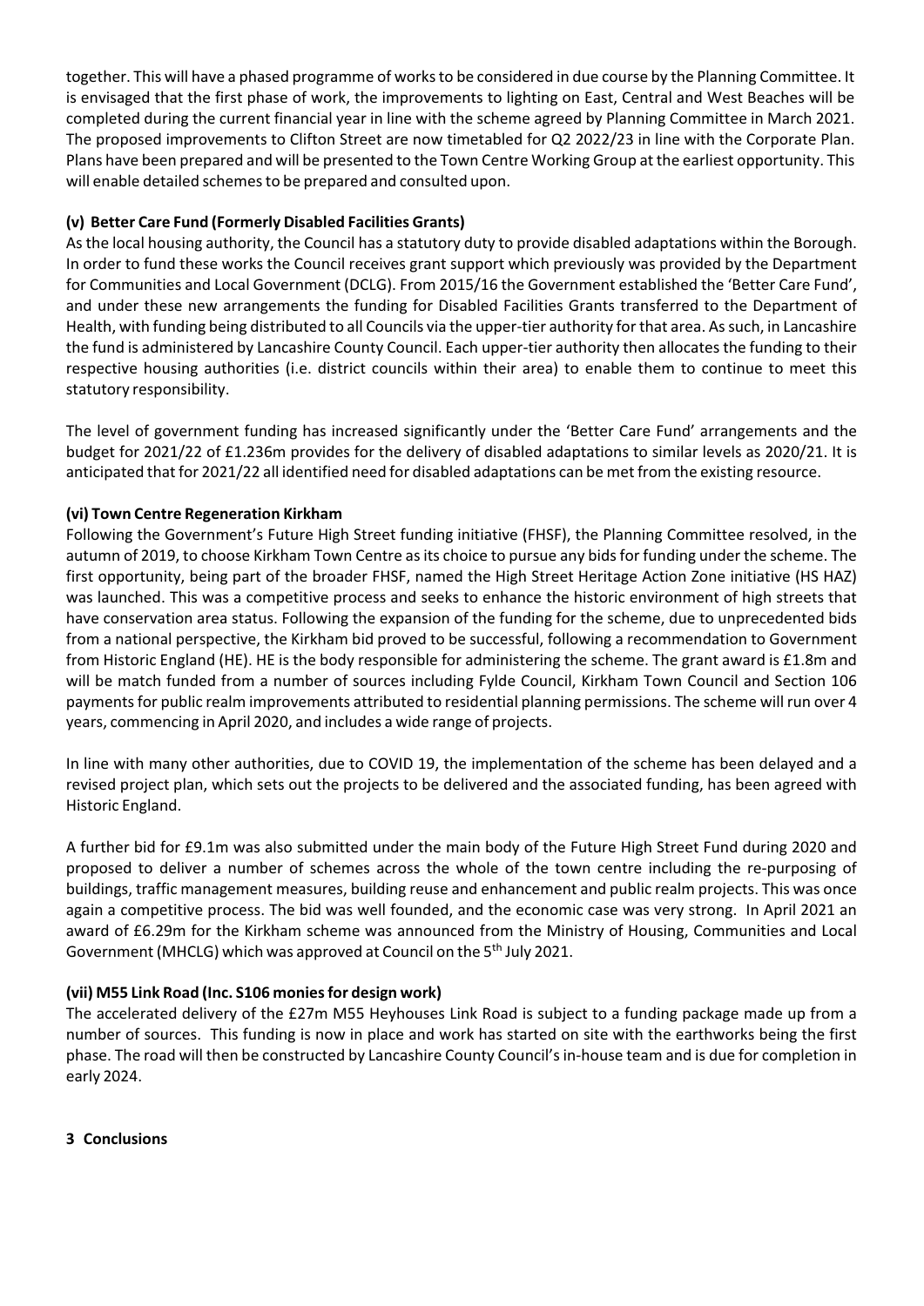together. This will have a phased programme of works to be considered in due course by the Planning Committee. It is envisaged that the first phase of work, the improvements to lighting on East, Central and West Beaches will be completed during the current financial year in line with the scheme agreed by Planning Committee in March 2021. The proposed improvements to Clifton Street are now timetabled for Q2 2022/23 in line with the Corporate Plan. Plans have been prepared and will be presented to the Town Centre Working Group at the earliest opportunity. This will enable detailed schemes to be prepared and consulted upon.

**(v) Better Care Fund (Formerly Disabled Facilities Grants)**

As the local housing authority, the Council has a statutory duty to provide disabled adaptations within the Borough. In order to fund these works the Council receives grant support which previously was provided by the Department for Communities and Local Government (DCLG). From 2015/16 the Government established the 'Better Care Fund', and under these new arrangements the funding for Disabled Facilities Grants transferred to the Department of Health, with funding being distributed to all Councils via the upper-tier authority for that area. As such, in Lancashire the fund is administered by Lancashire County Council. Each upper-tier authority then allocates the funding to their respective housing authorities (i.e. district councils within their area) to enable them to continue to meet this statutory responsibility.

The level of government funding has increased significantly under the 'Better Care Fund' arrangements and the budget for 2021/22 of £1.236m provides for the delivery of disabled adaptations to similar levels as 2020/21. It is anticipated that for 2021/22 all identified need for disabled adaptations can be met from the existing resource.

**(vi) Town Centre Regeneration Kirkham**

Following the Government's Future High Street funding initiative (FHSF), the Planning Committee resolved, in the autumn of 2019, to choose Kirkham Town Centre as its choice to pursue any bids for funding under the scheme. The first opportunity, being part of the broader FHSF, named the High Street Heritage Action Zone initiative (HS HAZ) was launched. This was a competitive process and seeks to enhance the historic environment of high streets that have conservation area status. Following the expansion of the funding for the scheme, due to unprecedented bids from a national perspective, the Kirkham bid proved to be successful, following a recommendation to Government from Historic England (HE). HE is the body responsible for administering the scheme. The grant award is £1.8m and will be match funded from a number of sources including Fylde Council, Kirkham Town Council and Section 106 payments for public realm improvements attributed to residential planning permissions. The scheme will run over 4 years, commencing in April 2020, and includes a wide range of projects.

In line with many other authorities, due to COVID 19, the implementation of the scheme has been delayed and a revised project plan, which sets out the projects to be delivered and the associated funding, has been agreed with Historic England.

A further bid for £9.1m was also submitted under the main body of the Future High Street Fund during 2020 and proposed to deliver a number of schemes across the whole of the town centre including the re-purposing of buildings, traffic management measures, building reuse and enhancement and public realm projects. This was once again a competitive process. The bid was well founded, and the economic case was very strong. In April 2021 an award of £6.29m for the Kirkham scheme was announced from the Ministry of Housing, Communities and Local Government (MHCLG) which was approved at Council on the 5th July 2021.

**(vii) M55 Link Road (Inc. S106 monies for design work)**

The accelerated delivery of the £27m M55 Heyhouses Link Road is subject to a funding package made up from a number of sources. This funding is now in place and work has started on site with the earthworks being the first phase. The road will then be constructed by Lancashire County Council's in-house team and is due for completion in early 2024.

**3 Conclusions**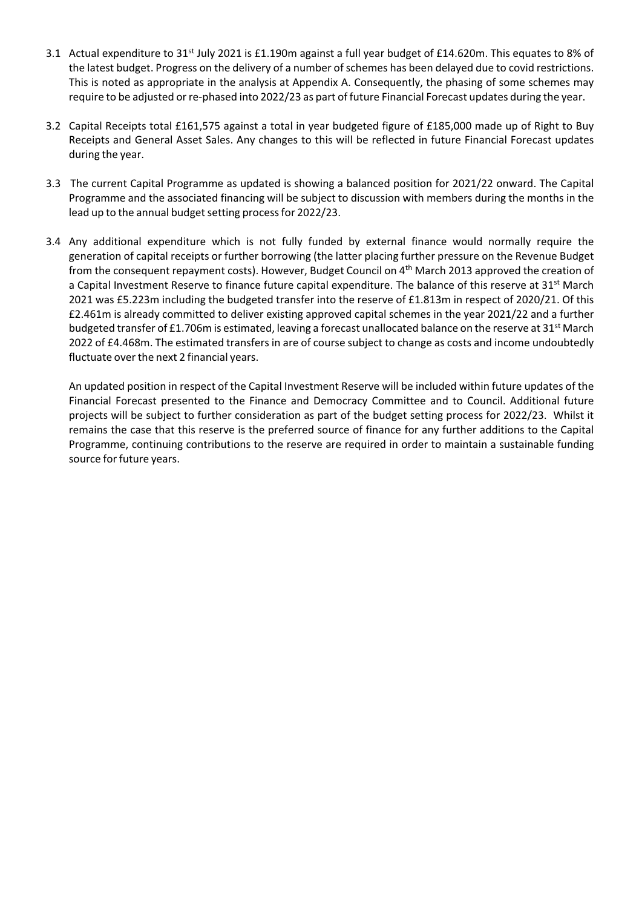3.1 Actual expenditure to 31st July 2021 is £1.190m against a full year budget of £14.620m. This equates to 8% of the latest budget. Progress on the delivery of a number of schemes has been delayed due to covid restrictions. This is noted as appropriate in the analysis at Appendix A. Consequently, the phasing of some schemes may require to be adjusted or re-phased into 2022/23 as part of future Financial Forecast updates during the year.

3.2 Capital Receipts total £161,575 against a total in year budgeted figure of £185,000 made up of Right to Buy Receipts and General Asset Sales. Any changes to this will be reflected in future Financial Forecast updates during the year.

3.3 The current Capital Programme as updated is showing a balanced position for 2021/22 onward. The Capital Programme and the associated financing will be subject to discussion with members during the months in the lead up to the annual budget setting process for 2022/23.

3.4 Any additional expenditure which is not fully funded by external finance would normally require the generation of capital receipts or further borrowing (the latter placing further pressure on the Revenue Budget from the consequent repayment costs). However, Budget Council on 4th March 2013 approved the creation of a Capital Investment Reserve to finance future capital expenditure. The balance of this reserve at 31st March 2021 was £5.223m including the budgeted transfer into the reserve of £1.813m in respect of 2020/21. Of this £2.461m is already committed to deliver existing approved capital schemes in the year 2021/22 and a further budgeted transfer of £1.706m is estimated, leaving a forecast unallocated balance on the reserve at 31st March 2022 of £4.468m. The estimated transfers in are of course subject to change as costs and income undoubtedly fluctuate over the next 2 financial years.

An updated position in respect of the Capital Investment Reserve will be included within future updates of the Financial Forecast presented to the Finance and Democracy Committee and to Council. Additional future projects will be subject to further consideration as part of the budget setting process for 2022/23. Whilst it remains the case that this reserve is the preferred source of finance for any further additions to the Capital Programme, continuing contributions to the reserve are required in order to maintain a sustainable funding source for future years.